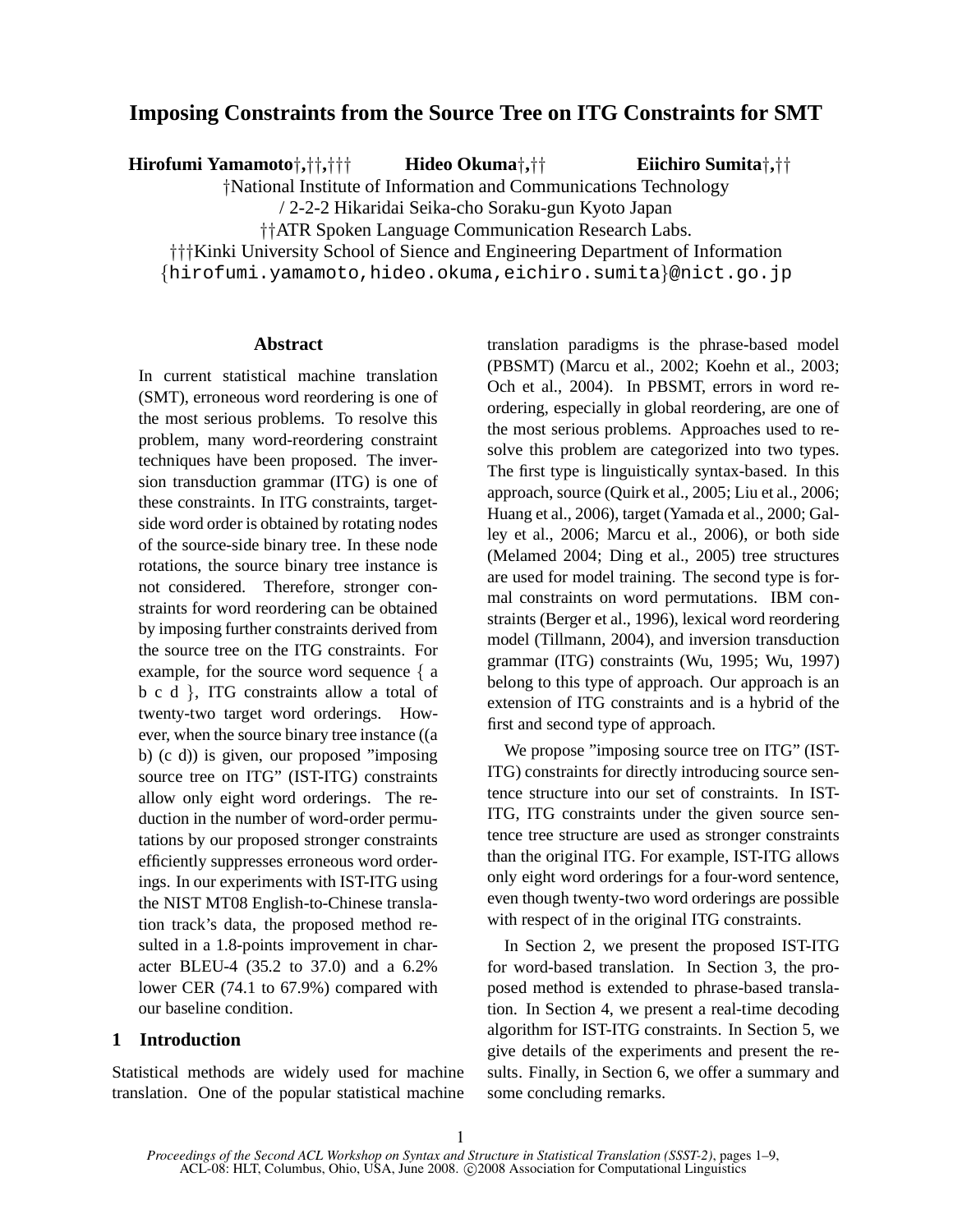# Imposing Constraints from the Source Tree on ITG Constraints for SMT

**Hirofumi Yamamoto†,††,†††** **Hideo Okuma†,††** **Eiichiro Sumita†,††**

†National Institute of Information and Communications Technology
/ 2-2-2 Hikaridai Seika-cho Soraku-gun Kyoto Japan
††ATR Spoken Language Communication Research Labs.
†††Kinki University School of Sience and Engineering Department of Information
{hirofumi.yamamoto,hideo.okuma,eiichiro.sumita}@nict.go.jp

## Abstract

In current statistical machine translation (SMT), erroneous word reordering is one of the most serious problems. To resolve this problem, many word-reordering constraint techniques have been proposed. The inversion transduction grammar (ITG) is one of these constraints. In ITG constraints, target-side word order is obtained by rotating nodes of the source-side binary tree. In these node rotations, the source binary tree instance is not considered. Therefore, stronger constraints for word reordering can be obtained by imposing further constraints derived from the source tree on the ITG constraints. For example, for the source word sequence { a b c d }, ITG constraints allow a total of twenty-two target word orderings. However, when the source binary tree instance ((a b) (c d)) is given, our proposed "imposing source tree on ITG" (IST-ITG) constraints allow only eight word orderings. The reduction in the number of word-order permutations by our proposed stronger constraints efficiently suppresses erroneous word orderings. In our experiments with IST-ITG using the NIST MT08 English-to-Chinese translation track's data, the proposed method resulted in a 1.8-points improvement in character BLEU-4 (35.2 to 37.0) and a 6.2% lower CER (74.1 to 67.9%) compared with our baseline condition.

## 1 Introduction

Statistical methods are widely used for machine translation. One of the popular statistical machine translation paradigms is the phrase-based model (PBSMT) (Marcu et al., 2002; Koehn et al., 2003; Och et al., 2004). In PBSMT, errors in word reordering, especially in global reordering, are one of the most serious problems. Approaches used to resolve this problem are categorized into two types. The first type is linguistically syntax-based. In this approach, source (Quirk et al., 2005; Liu et al., 2006; Huang et al., 2006), target (Yamada et al., 2000; Galley et al., 2006; Marcu et al., 2006), or both side (Melamed 2004; Ding et al., 2005) tree structures are used for model training. The second type is formal constraints on word permutations. IBM constraints (Berger et al., 1996), lexical word reordering model (Tillmann, 2004), and inversion transduction grammar (ITG) constraints (Wu, 1995; Wu, 1997) belong to this type of approach. Our approach is an extension of ITG constraints and is a hybrid of the first and second type of approach.

We propose "imposing source tree on ITG" (IST-ITG) constraints for directly introducing source sentence structure into our set of constraints. In IST-ITG, ITG constraints under the given source sentence tree structure are used as stronger constraints than the original ITG. For example, IST-ITG allows only eight word orderings for a four-word sentence, even though twenty-two word orderings are possible with respect of in the original ITG constraints.

In Section 2, we present the proposed IST-ITG for word-based translation. In Section 3, the proposed method is extended to phrase-based translation. In Section 4, we present a real-time decoding algorithm for IST-ITG constraints. In Section 5, we give details of the experiments and present the results. Finally, in Section 6, we offer a summary and some concluding remarks.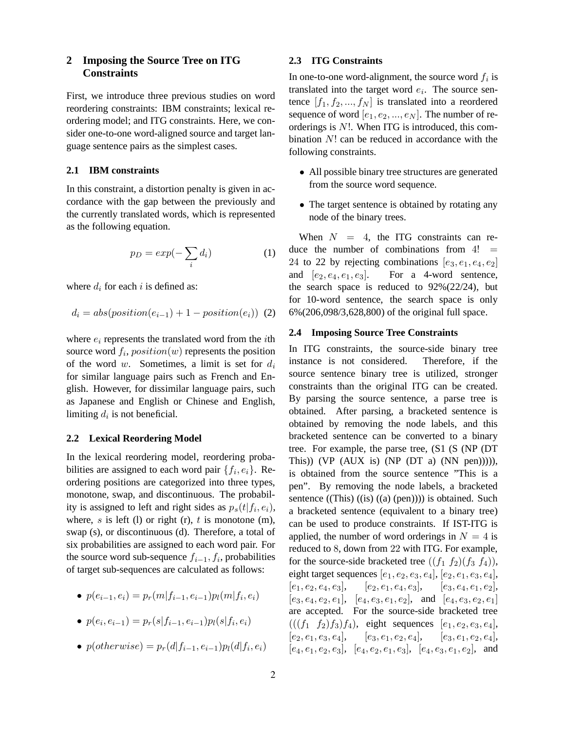## 2 Imposing the Source Tree on ITG Constraints

First, we introduce three previous studies on word reordering constraints: IBM constraints; lexical reordering model; and ITG constraints. Here, we consider one-to-one word-aligned source and target language sentence pairs as the simplest cases.

### 2.1 IBM constraints

In this constraint, a distortion penalty is given in accordance with the gap between the previously and the currently translated words, which is represented as the following equation.

$$p_D = exp(-\sum_i d_i) \quad (1)$$

where $d_i$ for each $i$ is defined as:

$$d_i = abs(position(e_{i-1}) + 1 - position(e_i)) \quad (2)$$

where $e_i$ represents the translated word from the $i$th source word $f_i$, $position(w)$ represents the position of the word $w$. Sometimes, a limit is set for $d_i$ for similar language pairs such as French and English. However, for dissimilar language pairs, such as Japanese and English or Chinese and English, limiting $d_i$ is not beneficial.

### 2.2 Lexical Reordering Model

In the lexical reordering model, reordering probabilities are assigned to each word pair $\{f_i, e_i\}$. Reordering positions are categorized into three types, monotone, swap, and discontinuous. The probability is assigned to left and right sides as $p_s(t|f_i, e_i)$, where, $s$ is left (l) or right (r), $t$ is monotone (m), swap (s), or discontinuous (d). Therefore, a total of six probabilities are assigned to each word pair. For the source word sub-sequence $f_{i-1}, f_i$, probabilities of target sub-sequences are calculated as follows:

- $p(e_{i-1}, e_i) = p_r(m|f_{i-1}, e_{i-1})p_l(m|f_i, e_i)$
- $p(e_i, e_{i-1}) = p_r(s|f_{i-1}, e_{i-1})p_l(s|f_i, e_i)$
- $p(otherwise) = p_r(d|f_{i-1}, e_{i-1})p_l(d|f_i, e_i)$

### 2.3 ITG Constraints

In one-to-one word-alignment, the source word $f_i$ is translated into the target word $e_i$. The source sentence $[f_1, f_2, ..., f_N]$ is translated into a reordered sequence of word $[e_1, e_2, ..., e_N]$. The number of reorderings is $N!$. When ITG is introduced, this combination $N!$ can be reduced in accordance with the following constraints.

- All possible binary tree structures are generated from the source word sequence.
- The target sentence is obtained by rotating any node of the binary trees.

When $N = 4$, the ITG constraints can reduce the number of combinations from $4! = 24$ to 22 by rejecting combinations $[e_3, e_1, e_4, e_2]$ and $[e_2, e_4, e_1, e_3]$. For a 4-word sentence, the search space is reduced to 92%(22/24), but for 10-word sentence, the search space is only 6%(206,098/3,628,800) of the original full space.

### 2.4 Imposing Source Tree Constraints

In ITG constraints, the source-side binary tree instance is not considered. Therefore, if the source sentence binary tree is utilized, stronger constraints than the original ITG can be created. By parsing the source sentence, a parse tree is obtained. After parsing, a bracketed sentence is obtained by removing the node labels, and this bracketed sentence can be converted to a binary tree. For example, the parse tree, (S1 (S (NP (DT This)) (VP (AUX is) (NP (DT a) (NN pen))))), is obtained from the source sentence "This is a pen". By removing the node labels, a bracketed sentence ((This) ((is) ((a) (pen)))) is obtained. Such a bracketed sentence (equivalent to a binary tree) can be used to produce constraints. If IST-ITG is applied, the number of word orderings in $N = 4$ is reduced to 8, down from 22 with ITG. For example, for the source-side bracketed tree $((f_1\ f_2)(f_3\ f_4))$, eight target sequences $[e_1, e_2, e_3, e_4]$, $[e_2, e_1, e_3, e_4]$, $[e_1, e_2, e_4, e_3]$, $[e_2, e_1, e_4, e_3]$, $[e_3, e_4, e_1, e_2]$, $[e_3, e_4, e_2, e_1]$, $[e_4, e_3, e_1, e_2]$, and $[e_4, e_3, e_2, e_1]$ are accepted. For the source-side bracketed tree $(((f_1\ f_2)f_3)f_4)$, eight sequences $[e_1, e_2, e_3, e_4]$, $[e_2, e_1, e_3, e_4]$, $[e_3, e_1, e_2, e_4]$, $[e_3, e_1, e_2, e_4]$, $[e_4, e_1, e_2, e_3]$, $[e_4, e_2, e_1, e_3]$, $[e_4, e_3, e_1, e_2]$, and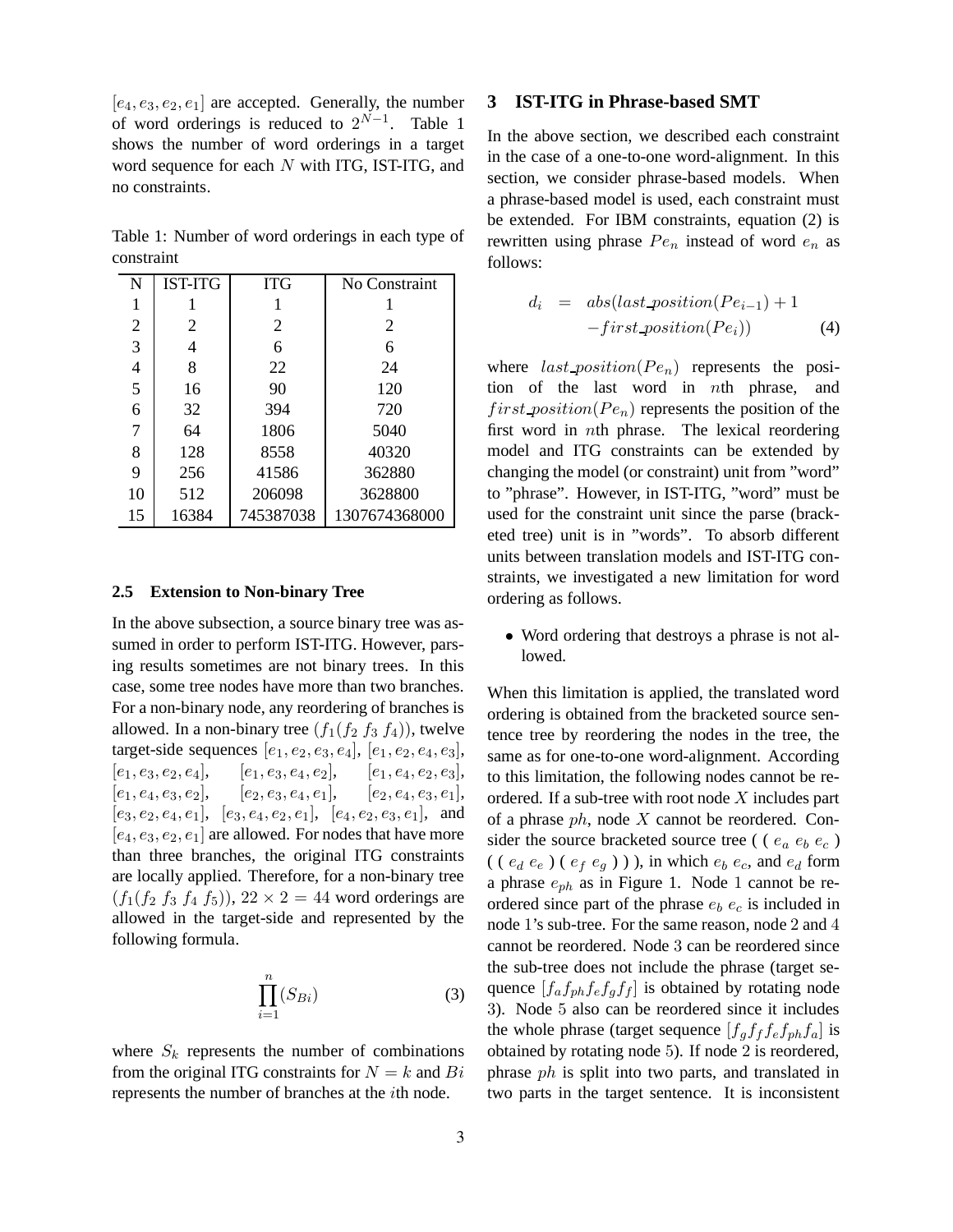$[e_4, e_3, e_2, e_1]$ are accepted. Generally, the number of word orderings is reduced to $2^{N-1}$. Table 1 shows the number of word orderings in a target word sequence for each $N$ with ITG, IST-ITG, and no constraints.

Table 1: Number of word orderings in each type of constraint

| N | IST-ITG | ITG | No Constraint |
|---|---|---|---|
| 1 | 1 | 1 | 1 |
| 2 | 2 | 2 | 2 |
| 3 | 4 | 6 | 6 |
| 4 | 8 | 22 | 24 |
| 5 | 16 | 90 | 120 |
| 6 | 32 | 394 | 720 |
| 7 | 64 | 1806 | 5040 |
| 8 | 128 | 8558 | 40320 |
| 9 | 256 | 41586 | 362880 |
| 10 | 512 | 206098 | 3628800 |
| 15 | 16384 | 745387038 | 1307674368000 |

### 2.5 Extension to Non-binary Tree

In the above subsection, a source binary tree was assumed in order to perform IST-ITG. However, parsing results sometimes are not binary trees. In this case, some tree nodes have more than two branches. For a non-binary node, any reordering of branches is allowed. In a non-binary tree $(f_1(f_2\ f_3\ f_4))$, twelve target-side sequences $[e_1, e_2, e_3, e_4]$, $[e_1, e_2, e_4, e_3]$, $[e_1, e_3, e_2, e_4]$, $[e_1, e_3, e_4, e_2]$, $[e_1, e_4, e_2, e_3]$, $[e_1, e_4, e_3, e_2]$, $[e_2, e_3, e_4, e_1]$, $[e_2, e_4, e_3, e_1]$, $[e_3, e_2, e_4, e_1]$, $[e_3, e_4, e_2, e_1]$, $[e_4, e_2, e_3, e_1]$, and $[e_4, e_3, e_2, e_1]$ are allowed. For nodes that have more than three branches, the original ITG constraints are locally applied. Therefore, for a non-binary tree $(f_1(f_2\ f_3\ f_4\ f_5))$, $22 \times 2 = 44$ word orderings are allowed in the target-side and represented by the following formula.

$$\prod_{i=1}^{n}(S_{Bi}) \tag{3}$$

where $S_k$ represents the number of combinations from the original ITG constraints for $N = k$ and $Bi$ represents the number of branches at the $i$th node.

## 3 IST-ITG in Phrase-based SMT

In the above section, we described each constraint in the case of a one-to-one word-alignment. In this section, we consider phrase-based models. When a phrase-based model is used, each constraint must be extended. For IBM constraints, equation (2) is rewritten using phrase $Pe_n$ instead of word $e_n$ as follows:

$$\begin{aligned} d_i &= abs(last\_position(Pe_{i-1}) + 1 \\ &\quad - first\_position(Pe_i)) \end{aligned} \tag{4}$$

where $last\_position(Pe_n)$ represents the position of the last word in $n$th phrase, and $first\_position(Pe_n)$ represents the position of the first word in $n$th phrase. The lexical reordering model and ITG constraints can be extended by changing the model (or constraint) unit from "word" to "phrase". However, in IST-ITG, "word" must be used for the constraint unit since the parse (bracketed tree) unit is in "words". To absorb different units between translation models and IST-ITG constraints, we investigated a new limitation for word ordering as follows.

- Word ordering that destroys a phrase is not allowed.

When this limitation is applied, the translated word ordering is obtained from the bracketed source sentence tree by reordering the nodes in the tree, the same as for one-to-one word-alignment. According to this limitation, the following nodes cannot be reordered. If a sub-tree with root node $X$ includes part of a phrase $ph$, node $X$ cannot be reordered. Consider the source bracketed source tree ( ( $e_a$ $e_b$ $e_c$ ) ( ( $e_d$ $e_e$ ) ( $e_f$ $e_g$ ) ) ), in which $e_b$ $e_c$, and $e_d$ form a phrase $e_{ph}$ as in Figure 1. Node 1 cannot be reordered since part of the phrase $e_b$ $e_c$ is included in node 1's sub-tree. For the same reason, node 2 and 4 cannot be reordered. Node 3 can be reordered since the sub-tree does not include the phrase (target sequence $[f_a f_{ph} f_e f_g f_f]$ is obtained by rotating node 3). Node 5 also can be reordered since it includes the whole phrase (target sequence $[f_g f_f f_e f_{ph} f_a]$ is obtained by rotating node 5). If node 2 is reordered, phrase $ph$ is split into two parts, and translated in two parts in the target sentence. It is inconsistent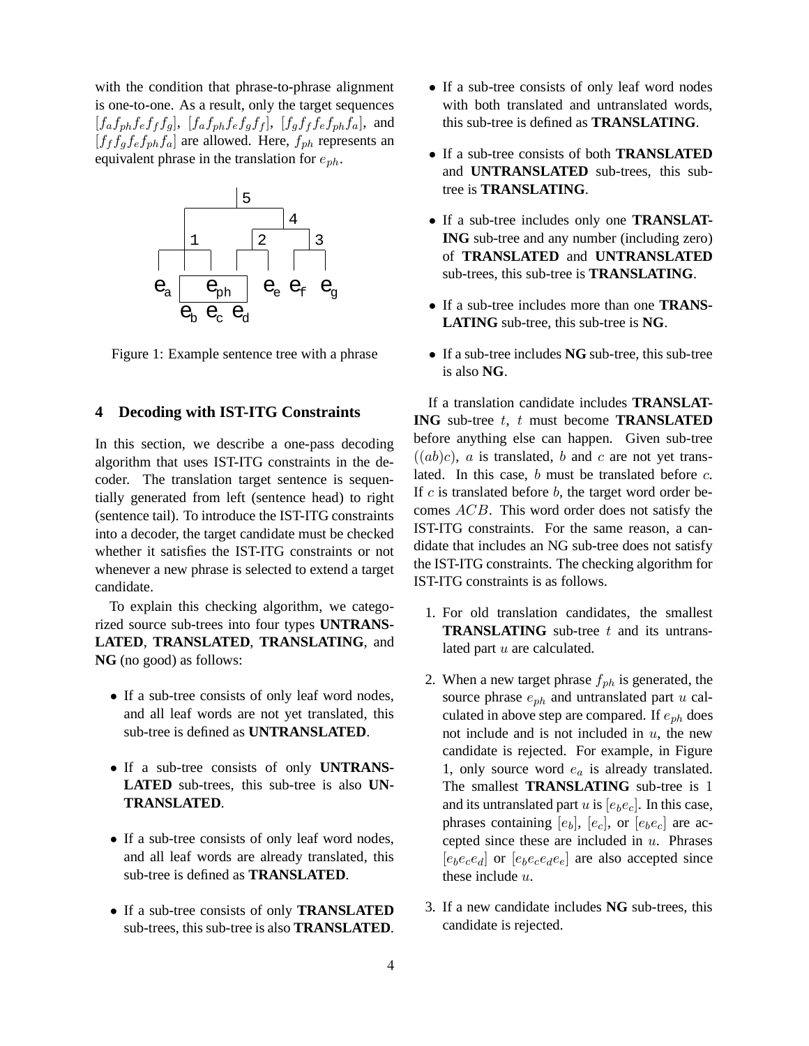with the condition that phrase-to-phrase alignment is one-to-one. As a result, only the target sequences $[f_a f_{ph} f_e f_f f_g]$, $[f_a f_{ph} f_e f_g f_f]$, $[f_g f_f f_e f_{ph} f_a]$, and $[f_f f_g f_e f_{ph} f_a]$ are allowed. Here, $f_{ph}$ represents an equivalent phrase in the translation for $e_{ph}$.

Figure 1: Example sentence tree with a phrase

## 4 Decoding with IST-ITG Constraints

In this section, we describe a one-pass decoding algorithm that uses IST-ITG constraints in the decoder. The translation target sentence is sequentially generated from left (sentence head) to right (sentence tail). To introduce the IST-ITG constraints into a decoder, the target candidate must be checked whether it satisfies the IST-ITG constraints or not whenever a new phrase is selected to extend a target candidate.

To explain this checking algorithm, we categorized source sub-trees into four types **UNTRANSLATED**, **TRANSLATED**, **TRANSLATING**, and **NG** (no good) as follows:

- If a sub-tree consists of only leaf word nodes, and all leaf words are not yet translated, this sub-tree is defined as **UNTRANSLATED**.
- If a sub-tree consists of only **UNTRANSLATED** sub-trees, this sub-tree is also **UNTRANSLATED**.
- If a sub-tree consists of only leaf word nodes, and all leaf words are already translated, this sub-tree is defined as **TRANSLATED**.
- If a sub-tree consists of only **TRANSLATED** sub-trees, this sub-tree is also **TRANSLATED**.
- If a sub-tree consists of only leaf word nodes with both translated and untranslated words, this sub-tree is defined as **TRANSLATING**.
- If a sub-tree consists of both **TRANSLATED** and **UNTRANSLATED** sub-trees, this sub-tree is **TRANSLATING**.
- If a sub-tree includes only one **TRANSLATING** sub-tree and any number (including zero) of **TRANSLATED** and **UNTRANSLATED** sub-trees, this sub-tree is **TRANSLATING**.
- If a sub-tree includes more than one **TRANSLATING** sub-tree, this sub-tree is **NG**.
- If a sub-tree includes **NG** sub-tree, this sub-tree is also **NG**.

If a translation candidate includes **TRANSLATING** sub-tree $t$, $t$ must become **TRANSLATED** before anything else can happen. Given sub-tree $((ab)c)$, $a$ is translated, $b$ and $c$ are not yet translated. In this case, $b$ must be translated before $c$. If $c$ is translated before $b$, the target word order becomes $ACB$. This word order does not satisfy the IST-ITG constraints. For the same reason, a candidate that includes an NG sub-tree does not satisfy the IST-ITG constraints. The checking algorithm for IST-ITG constraints is as follows.

1. For old translation candidates, the smallest **TRANSLATING** sub-tree $t$ and its untranslated part $u$ are calculated.
2. When a new target phrase $f_{ph}$ is generated, the source phrase $e_{ph}$ and untranslated part $u$ calculated in above step are compared. If $e_{ph}$ does not include and is not included in $u$, the new candidate is rejected. For example, in Figure 1, only source word $e_a$ is already translated. The smallest **TRANSLATING** sub-tree is 1 and its untranslated part $u$ is $[e_b e_c]$. In this case, phrases containing $[e_b]$, $[e_c]$, or $[e_b e_c]$ are accepted since these are included in $u$. Phrases $[e_b e_c e_d]$ or $[e_b e_c e_d e_e]$ are also accepted since these include $u$.
3. If a new candidate includes **NG** sub-trees, this candidate is rejected.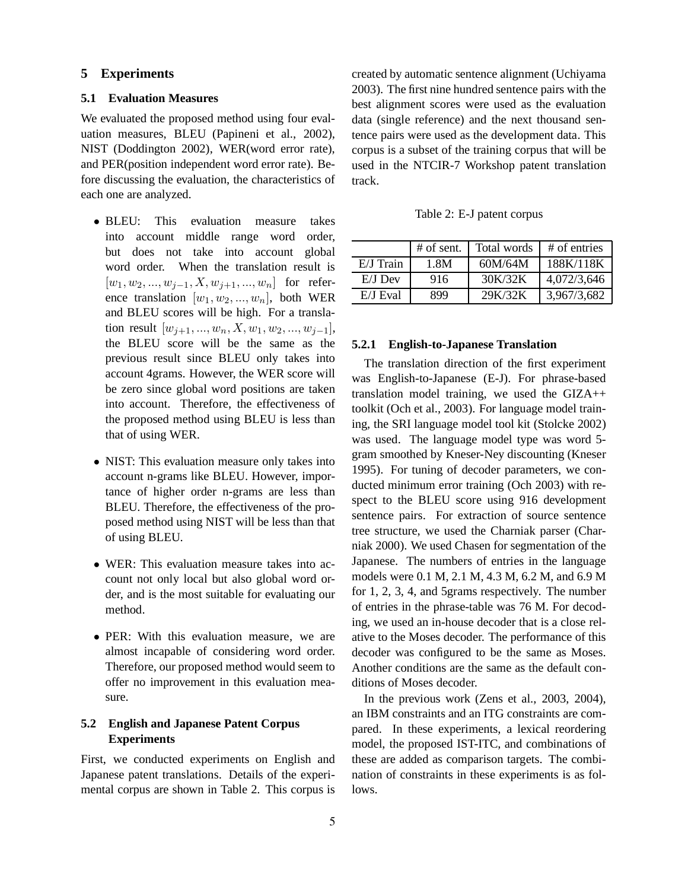## 5 Experiments

### 5.1 Evaluation Measures

We evaluated the proposed method using four evaluation measures, BLEU (Papineni et al., 2002), NIST (Doddington 2002), WER(word error rate), and PER(position independent word error rate). Before discussing the evaluation, the characteristics of each one are analyzed.

- BLEU: This evaluation measure takes into account middle range word order, but does not take into account global word order. When the translation result is $[w_1, w_2, ..., w_{j-1}, X, w_{j+1}, ..., w_n]$ for reference translation $[w_1, w_2, ..., w_n]$, both WER and BLEU scores will be high. For a translation result $[w_{j+1}, ..., w_n, X, w_1, w_2, ..., w_{j-1}]$, the BLEU score will be the same as the previous result since BLEU only takes into account 4grams. However, the WER score will be zero since global word positions are taken into account. Therefore, the effectiveness of the proposed method using BLEU is less than that of using WER.
- NIST: This evaluation measure only takes into account n-grams like BLEU. However, importance of higher order n-grams are less than BLEU. Therefore, the effectiveness of the proposed method using NIST will be less than that of using BLEU.
- WER: This evaluation measure takes into account not only local but also global word order, and is the most suitable for evaluating our method.
- PER: With this evaluation measure, we are almost incapable of considering word order. Therefore, our proposed method would seem to offer no improvement in this evaluation measure.

### 5.2 English and Japanese Patent Corpus Experiments

First, we conducted experiments on English and Japanese patent translations. Details of the experimental corpus are shown in Table 2. This corpus is created by automatic sentence alignment (Uchiyama 2003). The first nine hundred sentence pairs with the best alignment scores were used as the evaluation data (single reference) and the next thousand sentence pairs were used as the development data. This corpus is a subset of the training corpus that will be used in the NTCIR-7 Workshop patent translation track.

Table 2: E-J patent corpus

| | # of sent. | Total words | # of entries |
|---|---|---|---|
| E/J Train | 1.8M | 60M/64M | 188K/118K |
| E/J Dev | 916 | 30K/32K | 4,072/3,646 |
| E/J Eval | 899 | 29K/32K | 3,967/3,682 |

#### 5.2.1 English-to-Japanese Translation

The translation direction of the first experiment was English-to-Japanese (E-J). For phrase-based translation model training, we used the GIZA++ toolkit (Och et al., 2003). For language model training, the SRI language model tool kit (Stolcke 2002) was used. The language model type was word 5-gram smoothed by Kneser-Ney discounting (Kneser 1995). For tuning of decoder parameters, we conducted minimum error training (Och 2003) with respect to the BLEU score using 916 development sentence pairs. For extraction of source sentence tree structure, we used the Charniak parser (Charniak 2000). We used Chasen for segmentation of the Japanese. The numbers of entries in the language models were 0.1 M, 2.1 M, 4.3 M, 6.2 M, and 6.9 M for 1, 2, 3, 4, and 5grams respectively. The number of entries in the phrase-table was 76 M. For decoding, we used an in-house decoder that is a close relative to the Moses decoder. The performance of this decoder was configured to be the same as Moses. Another conditions are the same as the default conditions of Moses decoder.

In the previous work (Zens et al., 2003, 2004), an IBM constraints and an ITG constraints are compared. In these experiments, a lexical reordering model, the proposed IST-ITC, and combinations of these are added as comparison targets. The combination of constraints in these experiments is as follows.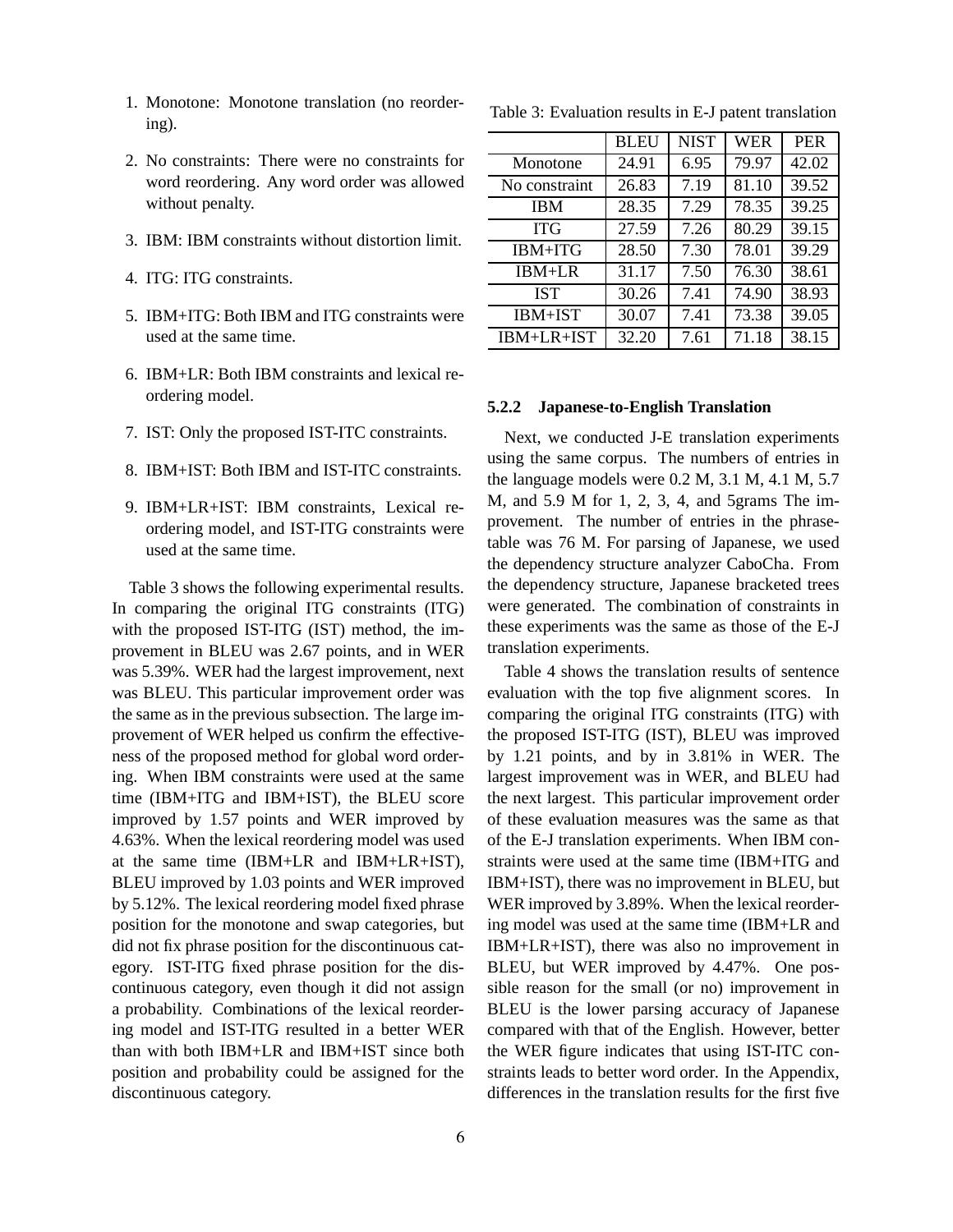1. Monotone: Monotone translation (no reordering).
2. No constraints: There were no constraints for word reordering. Any word order was allowed without penalty.
3. IBM: IBM constraints without distortion limit.
4. ITG: ITG constraints.
5. IBM+ITG: Both IBM and ITG constraints were used at the same time.
6. IBM+LR: Both IBM constraints and lexical reordering model.
7. IST: Only the proposed IST-ITC constraints.
8. IBM+IST: Both IBM and IST-ITC constraints.
9. IBM+LR+IST: IBM constraints, Lexical reordering model, and IST-ITG constraints were used at the same time.

Table 3 shows the following experimental results. In comparing the original ITG constraints (ITG) with the proposed IST-ITG (IST) method, the improvement in BLEU was 2.67 points, and in WER was 5.39%. WER had the largest improvement, next was BLEU. This particular improvement order was the same as in the previous subsection. The large improvement of WER helped us confirm the effectiveness of the proposed method for global word ordering. When IBM constraints were used at the same time (IBM+ITG and IBM+IST), the BLEU score improved by 1.57 points and WER improved by 4.63%. When the lexical reordering model was used at the same time (IBM+LR and IBM+LR+IST), BLEU improved by 1.03 points and WER improved by 5.12%. The lexical reordering model fixed phrase position for the monotone and swap categories, but did not fix phrase position for the discontinuous category. IST-ITG fixed phrase position for the discontinuous category, even though it did not assign a probability. Combinations of the lexical reordering model and IST-ITG resulted in a better WER than with both IBM+LR and IBM+IST since both position and probability could be assigned for the discontinuous category.

Table 3: Evaluation results in E-J patent translation

| | BLEU | NIST | WER | PER |
|---|---|---|---|---|
| Monotone | 24.91 | 6.95 | 79.97 | 42.02 |
| No constraint | 26.83 | 7.19 | 81.10 | 39.52 |
| IBM | 28.35 | 7.29 | 78.35 | 39.25 |
| ITG | 27.59 | 7.26 | 80.29 | 39.15 |
| IBM+ITG | 28.50 | 7.30 | 78.01 | 39.29 |
| IBM+LR | 31.17 | 7.50 | 76.30 | 38.61 |
| IST | 30.26 | 7.41 | 74.90 | 38.93 |
| IBM+IST | 30.07 | 7.41 | 73.38 | 39.05 |
| IBM+LR+IST | 32.20 | 7.61 | 71.18 | 38.15 |

#### 5.2.2 Japanese-to-English Translation

Next, we conducted J-E translation experiments using the same corpus. The numbers of entries in the language models were 0.2 M, 3.1 M, 4.1 M, 5.7 M, and 5.9 M for 1, 2, 3, 4, and 5grams The improvement. The number of entries in the phrase-table was 76 M. For parsing of Japanese, we used the dependency structure analyzer CaboCha. From the dependency structure, Japanese bracketed trees were generated. The combination of constraints in these experiments was the same as those of the E-J translation experiments.

Table 4 shows the translation results of sentence evaluation with the top five alignment scores. In comparing the original ITG constraints (ITG) with the proposed IST-ITG (IST), BLEU was improved by 1.21 points, and by in 3.81% in WER. The largest improvement was in WER, and BLEU had the next largest. This particular improvement order of these evaluation measures was the same as that of the E-J translation experiments. When IBM constraints were used at the same time (IBM+ITG and IBM+IST), there was no improvement in BLEU, but WER improved by 3.89%. When the lexical reordering model was used at the same time (IBM+LR and IBM+LR+IST), there was also no improvement in BLEU, but WER improved by 4.47%. One possible reason for the small (or no) improvement in BLEU is the lower parsing accuracy of Japanese compared with that of the English. However, better the WER figure indicates that using IST-ITC constraints leads to better word order. In the Appendix, differences in the translation results for the first five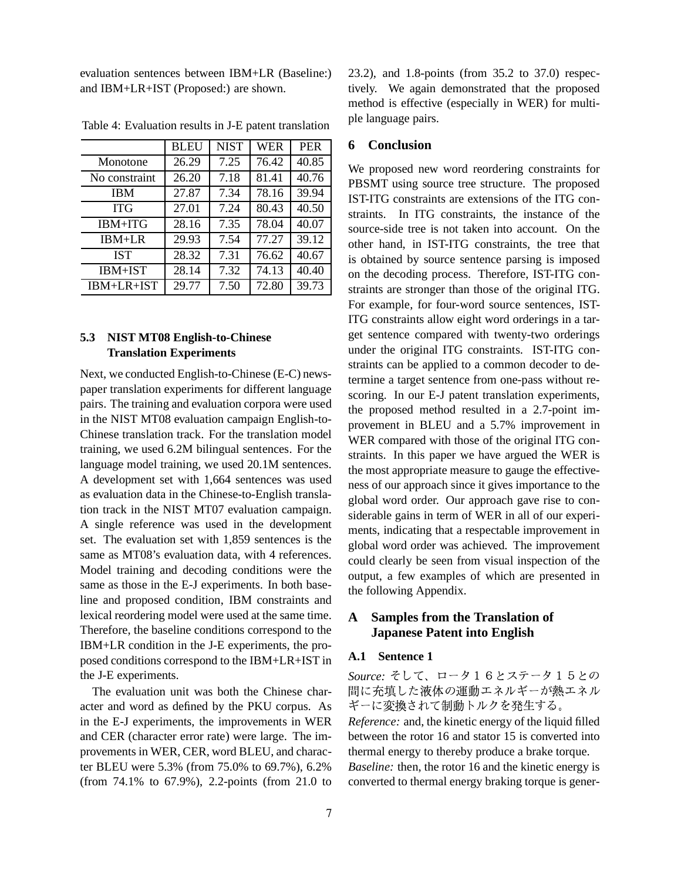evaluation sentences between IBM+LR (Baseline:) and IBM+LR+IST (Proposed:) are shown.

Table 4: Evaluation results in J-E patent translation

| | BLEU | NIST | WER | PER |
|---|---|---|---|---|
| Monotone | 26.29 | 7.25 | 76.42 | 40.85 |
| No constraint | 26.20 | 7.18 | 81.41 | 40.76 |
| IBM | 27.87 | 7.34 | 78.16 | 39.94 |
| ITG | 27.01 | 7.24 | 80.43 | 40.50 |
| IBM+ITG | 28.16 | 7.35 | 78.04 | 40.07 |
| IBM+LR | 29.93 | 7.54 | 77.27 | 39.12 |
| IST | 28.32 | 7.31 | 76.62 | 40.67 |
| IBM+IST | 28.14 | 7.32 | 74.13 | 40.40 |
| IBM+LR+IST | 29.77 | 7.50 | 72.80 | 39.73 |

### 5.3 NIST MT08 English-to-Chinese Translation Experiments

Next, we conducted English-to-Chinese (E-C) newspaper translation experiments for different language pairs. The training and evaluation corpora were used in the NIST MT08 evaluation campaign English-to-Chinese translation track. For the translation model training, we used 6.2M bilingual sentences. For the language model training, we used 20.1M sentences. A development set with 1,664 sentences was used as evaluation data in the Chinese-to-English translation track in the NIST MT07 evaluation campaign. A single reference was used in the development set. The evaluation set with 1,859 sentences is the same as MT08's evaluation data, with 4 references. Model training and decoding conditions were the same as those in the E-J experiments. In both baseline and proposed condition, IBM constraints and lexical reordering model were used at the same time. Therefore, the baseline conditions correspond to the IBM+LR condition in the J-E experiments, the proposed conditions correspond to the IBM+LR+IST in the J-E experiments.

The evaluation unit was both the Chinese character and word as defined by the PKU corpus. As in the E-J experiments, the improvements in WER and CER (character error rate) were large. The improvements in WER, CER, word BLEU, and character BLEU were 5.3% (from 75.0% to 69.7%), 6.2% (from 74.1% to 67.9%), 2.2-points (from 21.0 to 23.2), and 1.8-points (from 35.2 to 37.0) respectively. We again demonstrated that the proposed method is effective (especially in WER) for multiple language pairs.

## 6 Conclusion

We proposed new word reordering constraints for PBSMT using source tree structure. The proposed IST-ITG constraints are extensions of the ITG constraints. In ITG constraints, the instance of the source-side tree is not taken into account. On the other hand, in IST-ITG constraints, the tree that is obtained by source sentence parsing is imposed on the decoding process. Therefore, IST-ITG constraints are stronger than those of the original ITG. For example, for four-word source sentences, IST-ITG constraints allow eight word orderings in a target sentence compared with twenty-two orderings under the original ITG constraints. IST-ITG constraints can be applied to a common decoder to determine a target sentence from one-pass without rescoring. In our E-J patent translation experiments, the proposed method resulted in a 2.7-point improvement in BLEU and a 5.7% improvement in WER compared with those of the original ITG constraints. In this paper we have argued the WER is the most appropriate measure to gauge the effectiveness of our approach since it gives importance to the global word order. Our approach gave rise to considerable gains in term of WER in all of our experiments, indicating that a respectable improvement in global word order was achieved. The improvement could clearly be seen from visual inspection of the output, a few examples of which are presented in the following Appendix.

## A Samples from the Translation of Japanese Patent into English

### A.1 Sentence 1

*Source:* そして、ロータ１６とステータ１５との間に充填した液体の運動エネルギーが熱エネルギーに変換されて制動トルクを発生する。
*Reference:* and, the kinetic energy of the liquid filled between the rotor 16 and stator 15 is converted into thermal energy to thereby produce a brake torque.
*Baseline:* then, the rotor 16 and the kinetic energy is converted to thermal energy braking torque is gener-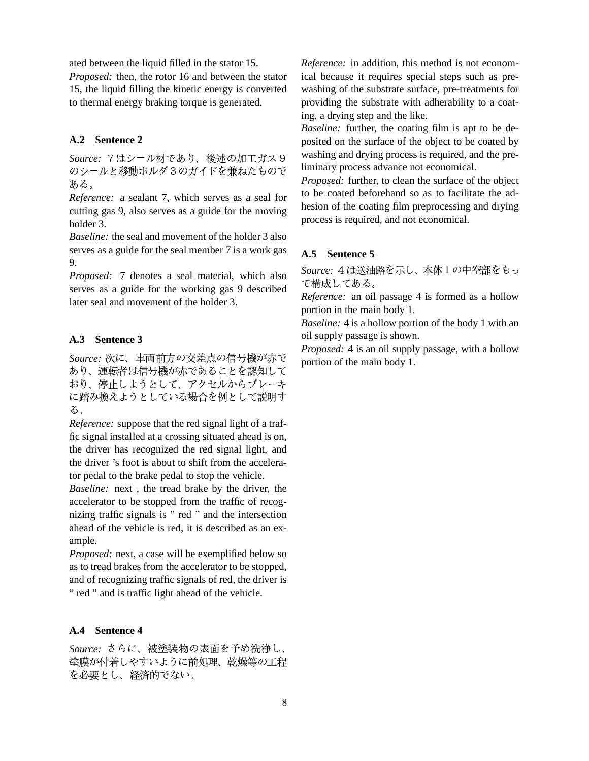ated between the liquid filled in the stator 15.
*Proposed:* then, the rotor 16 and between the stator 15, the liquid filling the kinetic energy is converted to thermal energy braking torque is generated.

### A.2 Sentence 2

*Source:* ７はシール材であり、後述の加工ガス９のシールと移動ホルダ３のガイドを兼ねたものである。
*Reference:* a sealant 7, which serves as a seal for cutting gas 9, also serves as a guide for the moving holder 3.
*Baseline:* the seal and movement of the holder 3 also serves as a guide for the seal member 7 is a work gas 9.
*Proposed:* 7 denotes a seal material, which also serves as a guide for the working gas 9 described later seal and movement of the holder 3.

### A.3 Sentence 3

*Source:* 次に、車両前方の交差点の信号機が赤であり、運転者は信号機が赤であることを認知しており、停止しようとして、アクセルからブレーキに踏み換えようとしている場合を例として説明する。
*Reference:* suppose that the red signal light of a traffic signal installed at a crossing situated ahead is on, the driver has recognized the red signal light, and the driver 's foot is about to shift from the accelerator pedal to the brake pedal to stop the vehicle.
*Baseline:* next , the tread brake by the driver, the accelerator to be stopped from the traffic of recognizing traffic signals is " red " and the intersection ahead of the vehicle is red, it is described as an example.
*Proposed:* next, a case will be exemplified below so as to tread brakes from the accelerator to be stopped, and of recognizing traffic signals of red, the driver is " red " and is traffic light ahead of the vehicle.

### A.4 Sentence 4

*Source:* さらに、被塗装物の表面を予め洗浄し、塗膜が付着しやすいように前処理、乾燥等の工程を必要とし、経済的でない。
*Reference:* in addition, this method is not economical because it requires special steps such as pre-washing of the substrate surface, pre-treatments for providing the substrate with adherability to a coating, a drying step and the like.
*Baseline:* further, the coating film is apt to be deposited on the surface of the object to be coated by washing and drying process is required, and the preliminary process advance not economical.
*Proposed:* further, to clean the surface of the object to be coated beforehand so as to facilitate the adhesion of the coating film preprocessing and drying process is required, and not economical.

### A.5 Sentence 5

*Source:* ４は送油路を示し、本体１の中空部をもって構成してある。
*Reference:* an oil passage 4 is formed as a hollow portion in the main body 1.
*Baseline:* 4 is a hollow portion of the body 1 with an oil supply passage is shown.
*Proposed:* 4 is an oil supply passage, with a hollow portion of the main body 1.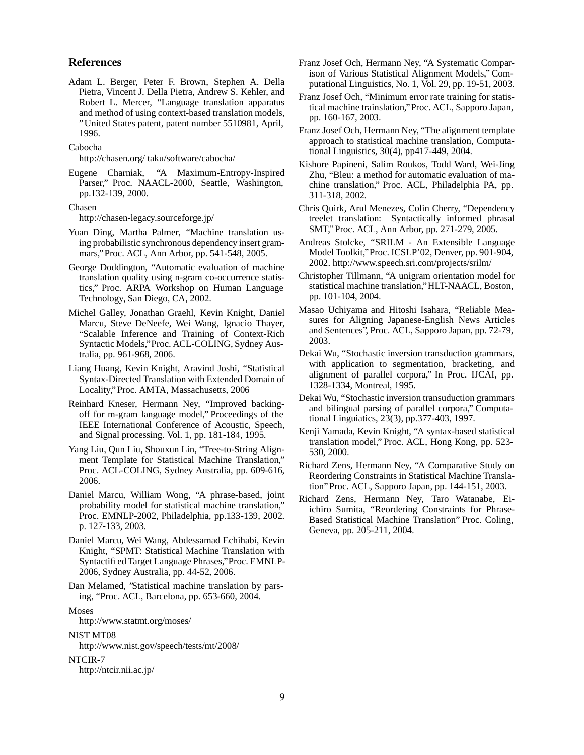## References

Adam L. Berger, Peter F. Brown, Stephen A. Della Pietra, Vincent J. Della Pietra, Andrew S. Kehler, and Robert L. Mercer, "Language translation apparatus and method of using context-based translation models, " United States patent, patent number 5510981, April, 1996.

Cabocha
http://chasen.org/ taku/software/cabocha/

Eugene Charniak, "A Maximum-Entropy-Inspired Parser," Proc. NAACL-2000, Seattle, Washington, pp.132-139, 2000.

Chasen
http://chasen-legacy.sourceforge.jp/

Yuan Ding, Martha Palmer, "Machine translation using probabilistic synchronous dependency insert grammars," Proc. ACL, Ann Arbor, pp. 541-548, 2005.

George Doddington, "Automatic evaluation of machine translation quality using n-gram co-occurrence statistics," Proc. ARPA Workshop on Human Language Technology, San Diego, CA, 2002.

Michel Galley, Jonathan Graehl, Kevin Knight, Daniel Marcu, Steve DeNeefe, Wei Wang, Ignacio Thayer, "Scalable Inference and Training of Context-Rich Syntactic Models," Proc. ACL-COLING, Sydney Australia, pp. 961-968, 2006.

Liang Huang, Kevin Knight, Aravind Joshi, "Statistical Syntax-Directed Translation with Extended Domain of Locality," Proc. AMTA, Massachusetts, 2006

Reinhard Kneser, Hermann Ney, "Improved backing-off for m-gram language model," Proceedings of the IEEE International Conference of Acoustic, Speech, and Signal processing. Vol. 1, pp. 181-184, 1995.

Yang Liu, Qun Liu, Shouxun Lin, "Tree-to-String Alignment Template for Statistical Machine Translation," Proc. ACL-COLING, Sydney Australia, pp. 609-616, 2006.

Daniel Marcu, William Wong, "A phrase-based, joint probability model for statistical machine translation," Proc. EMNLP-2002, Philadelphia, pp.133-139, 2002. p. 127-133, 2003.

Daniel Marcu, Wei Wang, Abdessamad Echihabi, Kevin Knight, "SPMT: Statistical Machine Translation with Syntactifi ed Target Language Phrases," Proc. EMNLP-2006, Sydney Australia, pp. 44-52, 2006.

Dan Melamed, "Statistical machine translation by parsing, "Proc. ACL, Barcelona, pp. 653-660, 2004.

Moses
http://www.statmt.org/moses/

NIST MT08
http://www.nist.gov/speech/tests/mt/2008/

NTCIR-7
http://ntcir.nii.ac.jp/

Franz Josef Och, Hermann Ney, "A Systematic Comparison of Various Statistical Alignment Models," Computational Linguistics, No. 1, Vol. 29, pp. 19-51, 2003.

Franz Josef Och, "Minimum error rate training for statistical machine trainslation," Proc. ACL, Sapporo Japan, pp. 160-167, 2003.

Franz Josef Och, Hermann Ney, "The alignment template approach to statistical machine translation, Computational Linguistics, 30(4), pp417-449, 2004.

Kishore Papineni, Salim Roukos, Todd Ward, Wei-Jing Zhu, "Bleu: a method for automatic evaluation of machine translation," Proc. ACL, Philadelphia PA, pp. 311-318, 2002.

Chris Quirk, Arul Menezes, Colin Cherry, "Dependency treelet translation: Syntactically informed phrasal SMT," Proc. ACL, Ann Arbor, pp. 271-279, 2005.

Andreas Stolcke, "SRILM - An Extensible Language Model Toolkit," Proc. ICSLP'02, Denver, pp. 901-904, 2002. http://www.speech.sri.com/projects/srilm/

Christopher Tillmann, "A unigram orientation model for statistical machine translation," HLT-NAACL, Boston, pp. 101-104, 2004.

Masao Uchiyama and Hitoshi Isahara, "Reliable Measures for Aligning Japanese-English News Articles and Sentences", Proc. ACL, Sapporo Japan, pp. 72-79, 2003.

Dekai Wu, "Stochastic inversion transduction grammars, with application to segmentation, bracketing, and alignment of parallel corpora," In Proc. IJCAI, pp. 1328-1334, Montreal, 1995.

Dekai Wu, "Stochastic inversion transuduction grammars and bilingual parsing of parallel corpora," Computational Linguiatics, 23(3), pp.377-403, 1997.

Kenji Yamada, Kevin Knight, "A syntax-based statistical translation model," Proc. ACL, Hong Kong, pp. 523-530, 2000.

Richard Zens, Hermann Ney, "A Comparative Study on Reordering Constraints in Statistical Machine Translation" Proc. ACL, Sapporo Japan, pp. 144-151, 2003.

Richard Zens, Hermann Ney, Taro Watanabe, Eiichiro Sumita, "Reordering Constraints for Phrase-Based Statistical Machine Translation" Proc. Coling, Geneva, pp. 205-211, 2004.